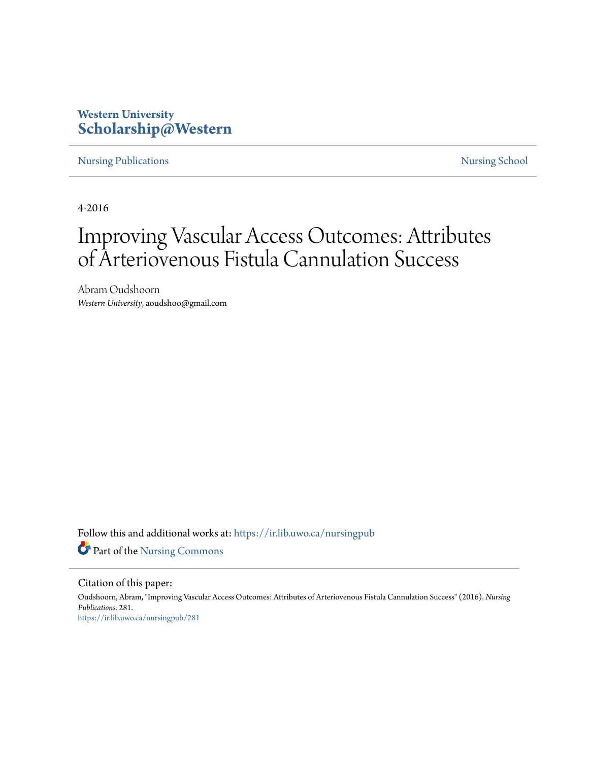Western University
**Scholarship@Western**

Nursing Publications | Nursing School

4-2016

# Improving Vascular Access Outcomes: Attributes of Arteriovenous Fistula Cannulation Success

Abram Oudshoorn
*Western University*, aoudshoo@gmail.com

Follow this and additional works at: https://ir.lib.uwo.ca/nursingpub

Part of the Nursing Commons

Citation of this paper:

Oudshoorn, Abram, "Improving Vascular Access Outcomes: Attributes of Arteriovenous Fistula Cannulation Success" (2016). *Nursing Publications*. 281.
https://ir.lib.uwo.ca/nursingpub/281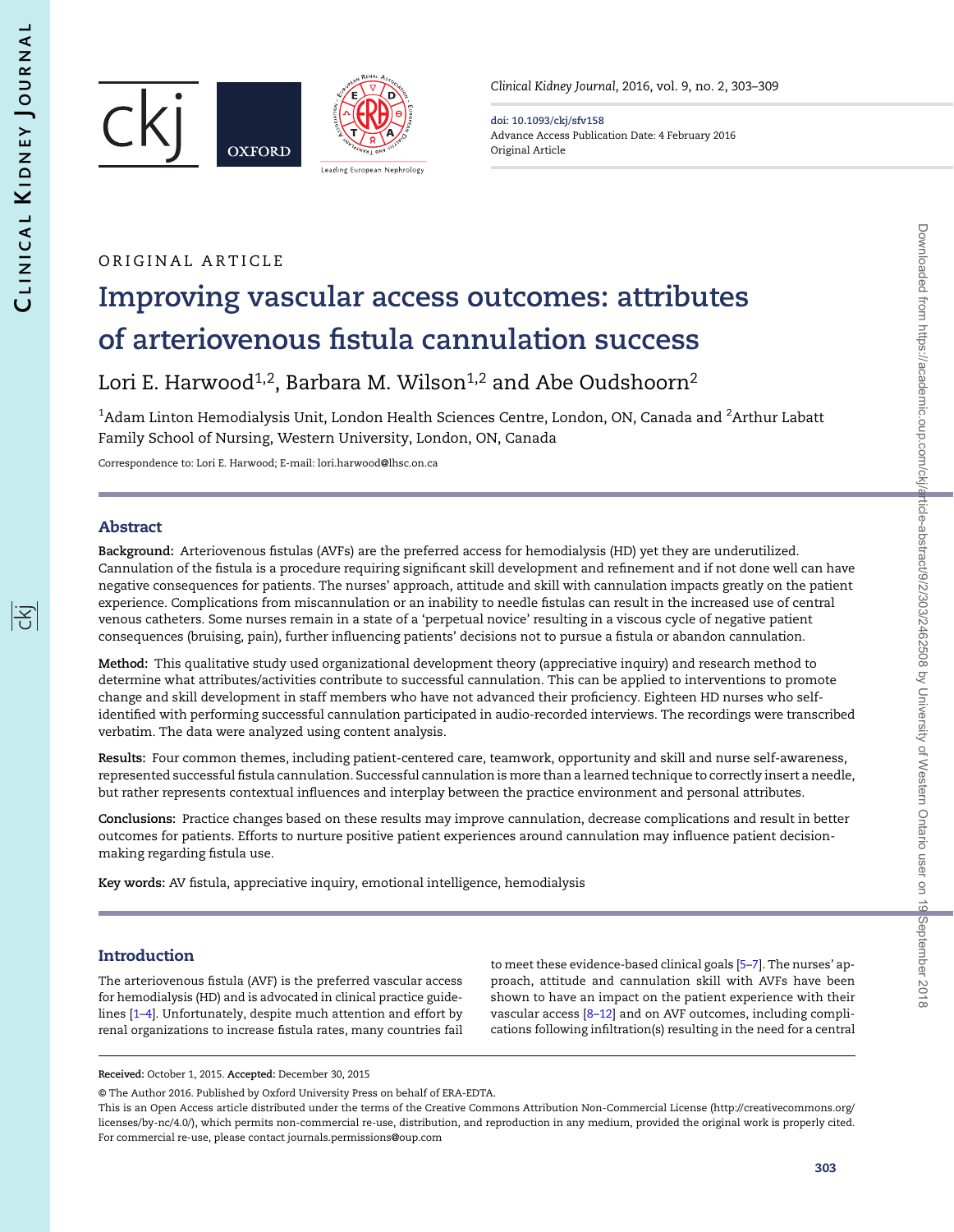ORIGINAL ARTICLE

# Improving vascular access outcomes: attributes of arteriovenous fistula cannulation success

Lori E. Harwood[1,2], Barbara M. Wilson[1,2] and Abe Oudshoorn[2]

[1]Adam Linton Hemodialysis Unit, London Health Sciences Centre, London, ON, Canada and [2]Arthur Labatt Family School of Nursing, Western University, London, ON, Canada

Correspondence to: Lori E. Harwood; E-mail: lori.harwood@lhsc.on.ca

## Abstract

**Background:** Arteriovenous fistulas (AVFs) are the preferred access for hemodialysis (HD) yet they are underutilized. Cannulation of the fistula is a procedure requiring significant skill development and refinement and if not done well can have negative consequences for patients. The nurses' approach, attitude and skill with cannulation impacts greatly on the patient experience. Complications from miscannulation or an inability to needle fistulas can result in the increased use of central venous catheters. Some nurses remain in a state of a 'perpetual novice' resulting in a viscous cycle of negative patient consequences (bruising, pain), further influencing patients' decisions not to pursue a fistula or abandon cannulation.

**Method:** This qualitative study used organizational development theory (appreciative inquiry) and research method to determine what attributes/activities contribute to successful cannulation. This can be applied to interventions to promote change and skill development in staff members who have not advanced their proficiency. Eighteen HD nurses who self-identified with performing successful cannulation participated in audio-recorded interviews. The recordings were transcribed verbatim. The data were analyzed using content analysis.

**Results:** Four common themes, including patient-centered care, teamwork, opportunity and skill and nurse self-awareness, represented successful fistula cannulation. Successful cannulation is more than a learned technique to correctly insert a needle, but rather represents contextual influences and interplay between the practice environment and personal attributes.

**Conclusions:** Practice changes based on these results may improve cannulation, decrease complications and result in better outcomes for patients. Efforts to nurture positive patient experiences around cannulation may influence patient decision-making regarding fistula use.

**Key words:** AV fistula, appreciative inquiry, emotional intelligence, hemodialysis

## Introduction

The arteriovenous fistula (AVF) is the preferred vascular access for hemodialysis (HD) and is advocated in clinical practice guidelines [1–4]. Unfortunately, despite much attention and effort by renal organizations to increase fistula rates, many countries fail to meet these evidence-based clinical goals [5–7]. The nurses' approach, attitude and cannulation skill with AVFs have been shown to have an impact on the patient experience with their vascular access [8–12] and on AVF outcomes, including complications following infiltration(s) resulting in the need for a central

**Received:** October 1, 2015. **Accepted:** December 30, 2015

© The Author 2016. Published by Oxford University Press on behalf of ERA-EDTA.

This is an Open Access article distributed under the terms of the Creative Commons Attribution Non-Commercial License (http://creativecommons.org/licenses/by-nc/4.0/), which permits non-commercial re-use, distribution, and reproduction in any medium, provided the original work is properly cited. For commercial re-use, please contact journals.permissions@oup.com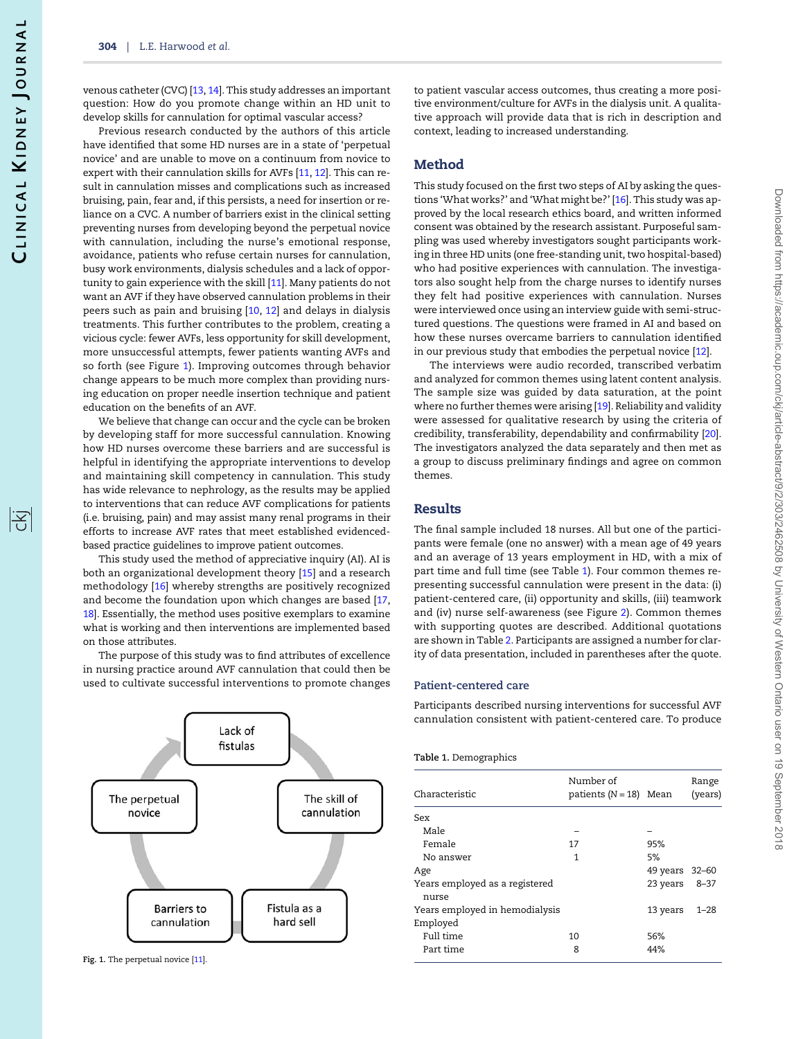venous catheter (CVC) [13, 14]. This study addresses an important question: How do you promote change within an HD unit to develop skills for cannulation for optimal vascular access?

Previous research conducted by the authors of this article have identified that some HD nurses are in a state of 'perpetual novice' and are unable to move on a continuum from novice to expert with their cannulation skills for AVFs [11, 12]. This can result in cannulation misses and complications such as increased bruising, pain, fear and, if this persists, a need for insertion or reliance on a CVC. A number of barriers exist in the clinical setting preventing nurses from developing beyond the perpetual novice with cannulation, including the nurse's emotional response, avoidance, patients who refuse certain nurses for cannulation, busy work environments, dialysis schedules and a lack of opportunity to gain experience with the skill [11]. Many patients do not want an AVF if they have observed cannulation problems in their peers such as pain and bruising [10, 12] and delays in dialysis treatments. This further contributes to the problem, creating a vicious cycle: fewer AVFs, less opportunity for skill development, more unsuccessful attempts, fewer patients wanting AVFs and so forth (see Figure 1). Improving outcomes through behavior change appears to be much more complex than providing nursing education on proper needle insertion technique and patient education on the benefits of an AVF.

We believe that change can occur and the cycle can be broken by developing staff for more successful cannulation. Knowing how HD nurses overcome these barriers and are successful is helpful in identifying the appropriate interventions to develop and maintaining skill competency in cannulation. This study has wide relevance to nephrology, as the results may be applied to interventions that can reduce AVF complications for patients (i.e. bruising, pain) and may assist many renal programs in their efforts to increase AVF rates that meet established evidenced-based practice guidelines to improve patient outcomes.

This study used the method of appreciative inquiry (AI). AI is both an organizational development theory [15] and a research methodology [16] whereby strengths are positively recognized and become the foundation upon which changes are based [17, 18]. Essentially, the method uses positive exemplars to examine what is working and then interventions are implemented based on those attributes.

The purpose of this study was to find attributes of excellence in nursing practice around AVF cannulation that could then be used to cultivate successful interventions to promote changes to patient vascular access outcomes, thus creating a more positive environment/culture for AVFs in the dialysis unit. A qualitative approach will provide data that is rich in description and context, leading to increased understanding.

Lack of fistulas → The skill of cannulation → Fistula as a hard sell → Barriers to cannulation → The perpetual novice

Fig. 1. The perpetual novice [11].

## Method

This study focused on the first two steps of AI by asking the questions 'What works?' and 'What might be?' [16]. This study was approved by the local research ethics board, and written informed consent was obtained by the research assistant. Purposeful sampling was used whereby investigators sought participants working in three HD units (one free-standing unit, two hospital-based) who had positive experiences with cannulation. The investigators also sought help from the charge nurses to identify nurses they felt had positive experiences with cannulation. Nurses were interviewed once using an interview guide with semi-structured questions. The questions were framed in AI and based on how these nurses overcome barriers to cannulation identified in our previous study that embodies the perpetual novice [12].

The interviews were audio recorded, transcribed verbatim and analyzed for common themes using latent content analysis. The sample size was guided by data saturation, at the point where no further themes were arising [19]. Reliability and validity were assessed for qualitative research by using the criteria of credibility, transferability, dependability and confirmability [20]. The investigators analyzed the data separately and then met as a group to discuss preliminary findings and agree on common themes.

## Results

The final sample included 18 nurses. All but one of the participants were female (one no answer) with a mean age of 49 years and an average of 13 years employment in HD, with a mix of part time and full time (see Table 1). Four common themes representing successful cannulation were present in the data: (i) patient-centered care, (ii) opportunity and skills, (iii) teamwork and (iv) nurse self-awareness (see Figure 2). Common themes with supporting quotes are described. Additional quotations are shown in Table 2. Participants are assigned a number for clarity of data presentation, included in parentheses after the quote.

### Patient-centered care

Participants described nursing interventions for successful AVF cannulation consistent with patient-centered care. To produce

**Table 1.** Demographics

| Characteristic | Number of patients (N = 18) | Mean | Range (years) |
|---|---|---|---|
| Sex | | | |
| Male | – | – | |
| Female | 17 | 95% | |
| No answer | 1 | 5% | |
| Age | | 49 years | 32–60 |
| Years employed as a registered nurse | | 23 years | 8–37 |
| Years employed in hemodialysis | | 13 years | 1–28 |
| Employed | | | |
| Full time | 10 | 56% | |
| Part time | 8 | 44% | |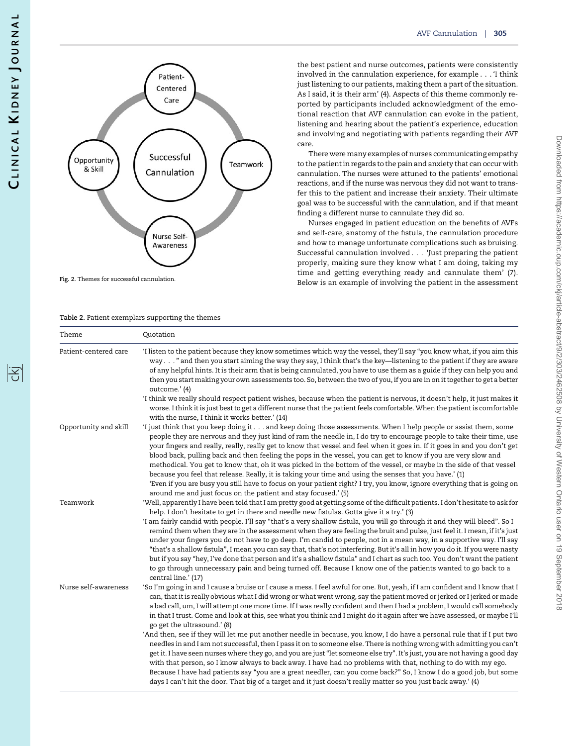Fig. 2. Themes for successful cannulation.

the best patient and nurse outcomes, patients were consistently involved in the cannulation experience, for example . . . 'I think just listening to our patients, making them a part of the situation. As I said, it is their arm' (4). Aspects of this theme commonly reported by participants included acknowledgment of the emotional reaction that AVF cannulation can evoke in the patient, listening and hearing about the patient's experience, education and involving and negotiating with patients regarding their AVF care.

There were many examples of nurses communicating empathy to the patient in regards to the pain and anxiety that can occur with cannulation. The nurses were attuned to the patients' emotional reactions, and if the nurse was nervous they did not want to transfer this to the patient and increase their anxiety. Their ultimate goal was to be successful with the cannulation, and if that meant finding a different nurse to cannulate they did so.

Nurses engaged in patient education on the benefits of AVFs and self-care, anatomy of the fistula, the cannulation procedure and how to manage unfortunate complications such as bruising. Successful cannulation involved . . . 'Just preparing the patient properly, making sure they know what I am doing, taking my time and getting everything ready and cannulate them' (7). Below is an example of involving the patient in the assessment

**Table 2.** Patient exemplars supporting the themes

| Theme | Quotation |
|---|---|
| Patient-centered care | 'I listen to the patient because they know sometimes which way the vessel, they'll say "you know what, if you aim this way . . ." and then you start aiming the way they say, I think that's the key—listening to the patient if they are aware of any helpful hints. It is their arm that is being cannulated, you have to use them as a guide if they can help you and then you start making your own assessments too. So, between the two of you, if you are in on it together to get a better outcome.' (4)<br>'I think we really should respect patient wishes, because when the patient is nervous, it doesn't help, it just makes it worse. I think it is just best to get a different nurse that the patient feels comfortable. When the patient is comfortable with the nurse, I think it works better.' (14) |
| Opportunity and skill | 'I just think that you keep doing it . . . and keep doing those assessments. When I help people or assist them, some people they are nervous and they just kind of ram the needle in, I do try to encourage people to take their time, use your fingers and really, really, really get to know that vessel and feel when it goes in. If it goes in and you don't get blood back, pulling back and then feeling the pops in the vessel, you can get to know if you are very slow and methodical. You get to know that, oh it was picked in the bottom of the vessel, or maybe in the side of that vessel because you feel that release. Really, it is taking your time and using the senses that you have.' (1)<br>'Even if you are busy you still have to focus on your patient right? I try, you know, ignore everything that is going on around me and just focus on the patient and stay focused.' (5) |
| Teamwork | 'Well, apparently I have been told that I am pretty good at getting some of the difficult patients. I don't hesitate to ask for help. I don't hesitate to get in there and needle new fistulas. Gotta give it a try.' (3)<br>'I am fairly candid with people. I'll say "that's a very shallow fistula, you will go through it and they will bleed". So I remind them when they are in the assessment when they are feeling the bruit and pulse, just feel it. I mean, if it's just under your fingers you do not have to go deep. I'm candid to people, not in a mean way, in a supportive way. I'll say "that's a shallow fistula", I mean you can say that, that's not interfering. But it's all in how you do it. If you were nasty but if you say "hey, I've done that person and it's a shallow fistula" and I chart as such too. You don't want the patient to go through unnecessary pain and being turned off. Because I know one of the patients wanted to go back to a central line.' (17) |
| Nurse self-awareness | 'So I'm going in and I cause a bruise or I cause a mess. I feel awful for one. But, yeah, if I am confident and I know that I can, that it is really obvious what I did wrong or what went wrong, say the patient moved or jerked or I jerked or made a bad call, um, I will attempt one more time. If I was really confident and then I had a problem, I would call somebody in that I trust. Come and look at this, see what you think and I might do it again after we have assessed, or maybe I'll go get the ultrasound.' (8)<br>'And then, see if they will let me put another needle in because, you know, I do have a personal rule that if I put two needles in and I am not successful, then I pass it on to someone else. There is nothing wrong with admitting you can't get it. I have seen nurses where they go, and you are just "let someone else try". It's just, you are not having a good day with that person, so I know always to back away. I have had no problems with that, nothing to do with my ego. Because I have had patients say "you are a great needler, can you come back?" So, I know I do a good job, but some days I can't hit the door. That big of a target and it just doesn't really matter so you just back away.' (4) |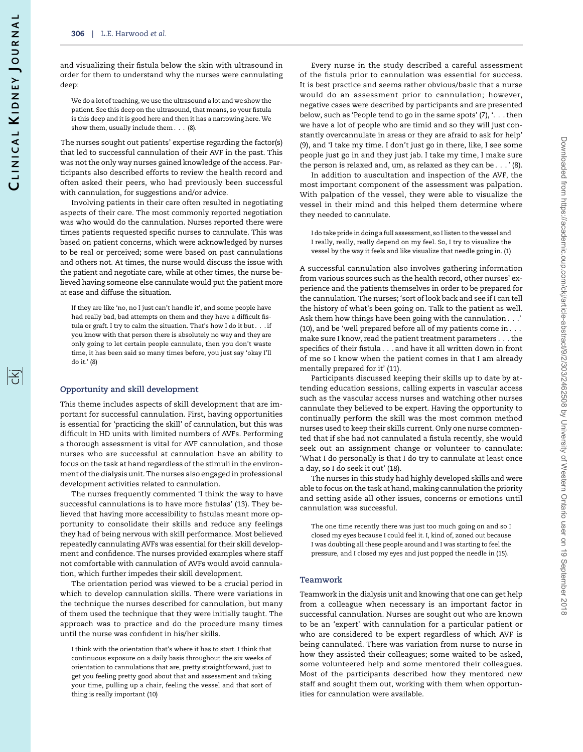and visualizing their fistula below the skin with ultrasound in order for them to understand why the nurses were cannulating deep:

> We do a lot of teaching, we use the ultrasound a lot and we show the patient. See this deep on the ultrasound, that means, so your fistula is this deep and it is good here and then it has a narrowing here. We show them, usually include them . . . (8).

The nurses sought out patients' expertise regarding the factor(s) that led to successful cannulation of their AVF in the past. This was not the only way nurses gained knowledge of the access. Participants also described efforts to review the health record and often asked their peers, who had previously been successful with cannulation, for suggestions and/or advice.

Involving patients in their care often resulted in negotiating aspects of their care. The most commonly reported negotiation was who would do the cannulation. Nurses reported there were times patients requested specific nurses to cannulate. This was based on patient concerns, which were acknowledged by nurses to be real or perceived; some were based on past cannulations and others not. At times, the nurse would discuss the issue with the patient and negotiate care, while at other times, the nurse believed having someone else cannulate would put the patient more at ease and diffuse the situation.

> If they are like 'no, no I just can't handle it', and some people have had really bad, bad attempts on them and they have a difficult fistula or graft. I try to calm the situation. That's how I do it but . . . if you know with that person there is absolutely no way and they are only going to let certain people cannulate, then you don't waste time, it has been said so many times before, you just say 'okay I'll do it.' (8)

### Opportunity and skill development

This theme includes aspects of skill development that are important for successful cannulation. First, having opportunities is essential for 'practicing the skill' of cannulation, but this was difficult in HD units with limited numbers of AVFs. Performing a thorough assessment is vital for AVF cannulation, and those nurses who are successful at cannulation have an ability to focus on the task at hand regardless of the stimuli in the environment of the dialysis unit. The nurses also engaged in professional development activities related to cannulation.

The nurses frequently commented 'I think the way to have successful cannulations is to have more fistulas' (13). They believed that having more accessibility to fistulas meant more opportunity to consolidate their skills and reduce any feelings they had of being nervous with skill performance. Most believed repeatedly cannulating AVFs was essential for their skill development and confidence. The nurses provided examples where staff not comfortable with cannulation of AVFs would avoid cannulation, which further impedes their skill development.

The orientation period was viewed to be a crucial period in which to develop cannulation skills. There were variations in the technique the nurses described for cannulation, but many of them used the technique that they were initially taught. The approach was to practice and do the procedure many times until the nurse was confident in his/her skills.

> I think with the orientation that's where it has to start. I think that continuous exposure on a daily basis throughout the six weeks of orientation to cannulations that are, pretty straightforward, just to get you feeling pretty good about that and assessment and taking your time, pulling up a chair, feeling the vessel and that sort of thing is really important (10)

Every nurse in the study described a careful assessment of the fistula prior to cannulation was essential for success. It is best practice and seems rather obvious/basic that a nurse would do an assessment prior to cannulation; however, negative cases were described by participants and are presented below, such as 'People tend to go in the same spots' (7), '. . . then we have a lot of people who are timid and so they will just constantly overcannulate in areas or they are afraid to ask for help' (9), and 'I take my time. I don't just go in there, like, I see some people just go in and they just jab. I take my time, I make sure the person is relaxed and, um, as relaxed as they can be . . .' (8).

In addition to auscultation and inspection of the AVF, the most important component of the assessment was palpation. With palpation of the vessel, they were able to visualize the vessel in their mind and this helped them determine where they needed to cannulate.

> I do take pride in doing a full assessment, so I listen to the vessel and I really, really, really depend on my feel. So, I try to visualize the vessel by the way it feels and like visualize that needle going in. (1)

A successful cannulation also involves gathering information from various sources such as the health record, other nurses' experience and the patients themselves in order to be prepared for the cannulation. The nurses; 'sort of look back and see if I can tell the history of what's been going on. Talk to the patient as well. Ask them how things have been going with the cannulation . . .' (10), and be 'well prepared before all of my patients come in . . . make sure I know, read the patient treatment parameters . . . the specifics of their fistula . . . and have it all written down in front of me so I know when the patient comes in that I am already mentally prepared for it' (11).

Participants discussed keeping their skills up to date by attending education sessions, calling experts in vascular access such as the vascular access nurses and watching other nurses cannulate they believed to be expert. Having the opportunity to continually perform the skill was the most common method nurses used to keep their skills current. Only one nurse commented that if she had not cannulated a fistula recently, she would seek out an assignment change or volunteer to cannulate: 'What I do personally is that I do try to cannulate at least once a day, so I do seek it out' (18).

The nurses in this study had highly developed skills and were able to focus on the task at hand, making cannulation the priority and setting aside all other issues, concerns or emotions until cannulation was successful.

> The one time recently there was just too much going on and so I closed my eyes because I could feel it. I, kind of, zoned out because I was doubting all these people around and I was starting to feel the pressure, and I closed my eyes and just popped the needle in (15).

### Teamwork

Teamwork in the dialysis unit and knowing that one can get help from a colleague when necessary is an important factor in successful cannulation. Nurses are sought out who are known to be an 'expert' with cannulation for a particular patient or who are considered to be expert regardless of which AVF is being cannulated. There was variation from nurse to nurse in how they assisted their colleagues; some waited to be asked, some volunteered help and some mentored their colleagues. Most of the participants described how they mentored new staff and sought them out, working with them when opportunities for cannulation were available.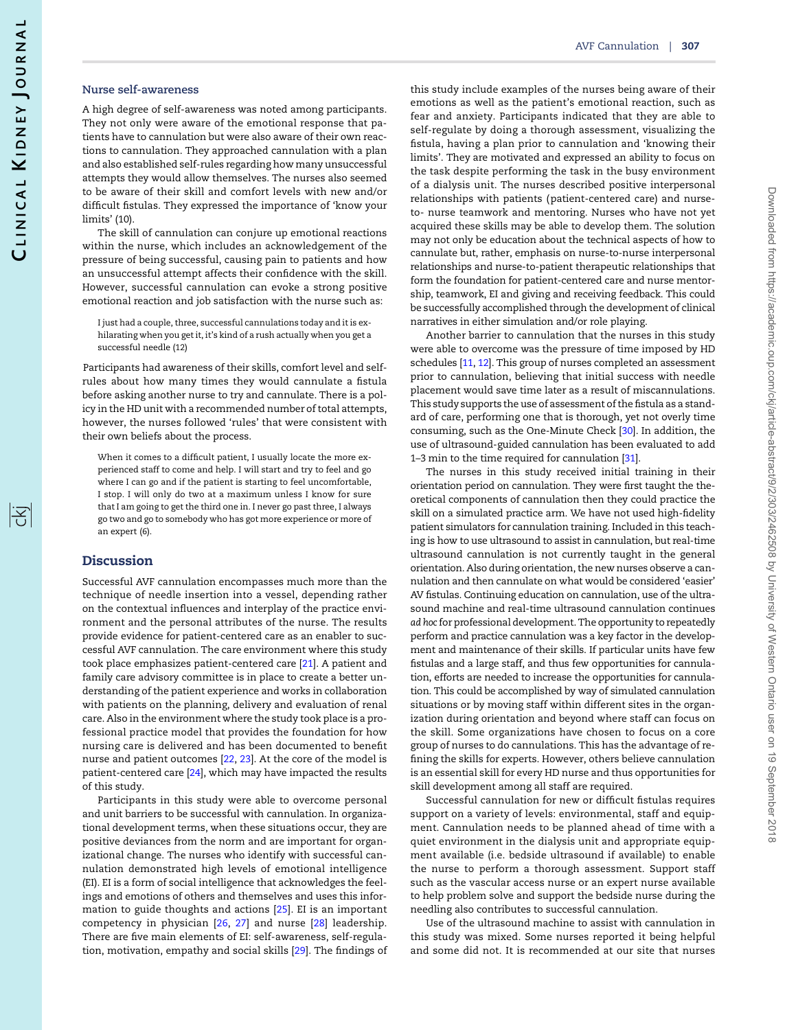### Nurse self-awareness

A high degree of self-awareness was noted among participants. They not only were aware of the emotional response that patients have to cannulation but were also aware of their own reactions to cannulation. They approached cannulation with a plan and also established self-rules regarding how many unsuccessful attempts they would allow themselves. The nurses also seemed to be aware of their skill and comfort levels with new and/or difficult fistulas. They expressed the importance of 'know your limits' (10).

The skill of cannulation can conjure up emotional reactions within the nurse, which includes an acknowledgement of the pressure of being successful, causing pain to patients and how an unsuccessful attempt affects their confidence with the skill. However, successful cannulation can evoke a strong positive emotional reaction and job satisfaction with the nurse such as:

> I just had a couple, three, successful cannulations today and it is exhilarating when you get it, it's kind of a rush actually when you get a successful needle (12)

Participants had awareness of their skills, comfort level and self-rules about how many times they would cannulate a fistula before asking another nurse to try and cannulate. There is a policy in the HD unit with a recommended number of total attempts, however, the nurses followed 'rules' that were consistent with their own beliefs about the process.

> When it comes to a difficult patient, I usually locate the more experienced staff to come and help. I will start and try to feel and go where I can go and if the patient is starting to feel uncomfortable, I stop. I will only do two at a maximum unless I know for sure that I am going to get the third one in. I never go past three, I always go two and go to somebody who has got more experience or more of an expert (6).

## Discussion

Successful AVF cannulation encompasses much more than the technique of needle insertion into a vessel, depending rather on the contextual influences and interplay of the practice environment and the personal attributes of the nurse. The results provide evidence for patient-centered care as an enabler to successful AVF cannulation. The care environment where this study took place emphasizes patient-centered care [21]. A patient and family care advisory committee is in place to create a better understanding of the patient experience and works in collaboration with patients on the planning, delivery and evaluation of renal care. Also in the environment where the study took place is a professional practice model that provides the foundation for how nursing care is delivered and has been documented to benefit nurse and patient outcomes [22, 23]. At the core of the model is patient-centered care [24], which may have impacted the results of this study.

Participants in this study were able to overcome personal and unit barriers to be successful with cannulation. In organizational development terms, when these situations occur, they are positive deviances from the norm and are important for organizational change. The nurses who identify with successful cannulation demonstrated high levels of emotional intelligence (EI). EI is a form of social intelligence that acknowledges the feelings and emotions of others and themselves and uses this information to guide thoughts and actions [25]. EI is an important competency in physician [26, 27] and nurse [28] leadership. There are five main elements of EI: self-awareness, self-regulation, motivation, empathy and social skills [29]. The findings of this study include examples of the nurses being aware of their emotions as well as the patient's emotional reaction, such as fear and anxiety. Participants indicated that they are able to self-regulate by doing a thorough assessment, visualizing the fistula, having a plan prior to cannulation and 'knowing their limits'. They are motivated and expressed an ability to focus on the task despite performing the task in the busy environment of a dialysis unit. The nurses described positive interpersonal relationships with patients (patient-centered care) and nurse-to- nurse teamwork and mentoring. Nurses who have not yet acquired these skills may be able to develop them. The solution may not only be education about the technical aspects of how to cannulate but, rather, emphasis on nurse-to-nurse interpersonal relationships and nurse-to-patient therapeutic relationships that form the foundation for patient-centered care and nurse mentorship, teamwork, EI and giving and receiving feedback. This could be successfully accomplished through the development of clinical narratives in either simulation and/or role playing.

Another barrier to cannulation that the nurses in this study were able to overcome was the pressure of time imposed by HD schedules [11, 12]. This group of nurses completed an assessment prior to cannulation, believing that initial success with needle placement would save time later as a result of miscannulations. This study supports the use of assessment of the fistula as a standard of care, performing one that is thorough, yet not overly time consuming, such as the One-Minute Check [30]. In addition, the use of ultrasound-guided cannulation has been evaluated to add 1–3 min to the time required for cannulation [31].

The nurses in this study received initial training in their orientation period on cannulation. They were first taught the theoretical components of cannulation then they could practice the skill on a simulated practice arm. We have not used high-fidelity patient simulators for cannulation training. Included in this teaching is how to use ultrasound to assist in cannulation, but real-time ultrasound cannulation is not currently taught in the general orientation. Also during orientation, the new nurses observe a cannulation and then cannulate on what would be considered 'easier' AV fistulas. Continuing education on cannulation, use of the ultrasound machine and real-time ultrasound cannulation continues *ad hoc* for professional development. The opportunity to repeatedly perform and practice cannulation was a key factor in the development and maintenance of their skills. If particular units have few fistulas and a large staff, and thus few opportunities for cannulation, efforts are needed to increase the opportunities for cannulation. This could be accomplished by way of simulated cannulation situations or by moving staff within different sites in the organization during orientation and beyond where staff can focus on the skill. Some organizations have chosen to focus on a core group of nurses to do cannulations. This has the advantage of refining the skills for experts. However, others believe cannulation is an essential skill for every HD nurse and thus opportunities for skill development among all staff are required.

Successful cannulation for new or difficult fistulas requires support on a variety of levels: environmental, staff and equipment. Cannulation needs to be planned ahead of time with a quiet environment in the dialysis unit and appropriate equipment available (i.e. bedside ultrasound if available) to enable the nurse to perform a thorough assessment. Support staff such as the vascular access nurse or an expert nurse available to help problem solve and support the bedside nurse during the needling also contributes to successful cannulation.

Use of the ultrasound machine to assist with cannulation in this study was mixed. Some nurses reported it being helpful and some did not. It is recommended at our site that nurses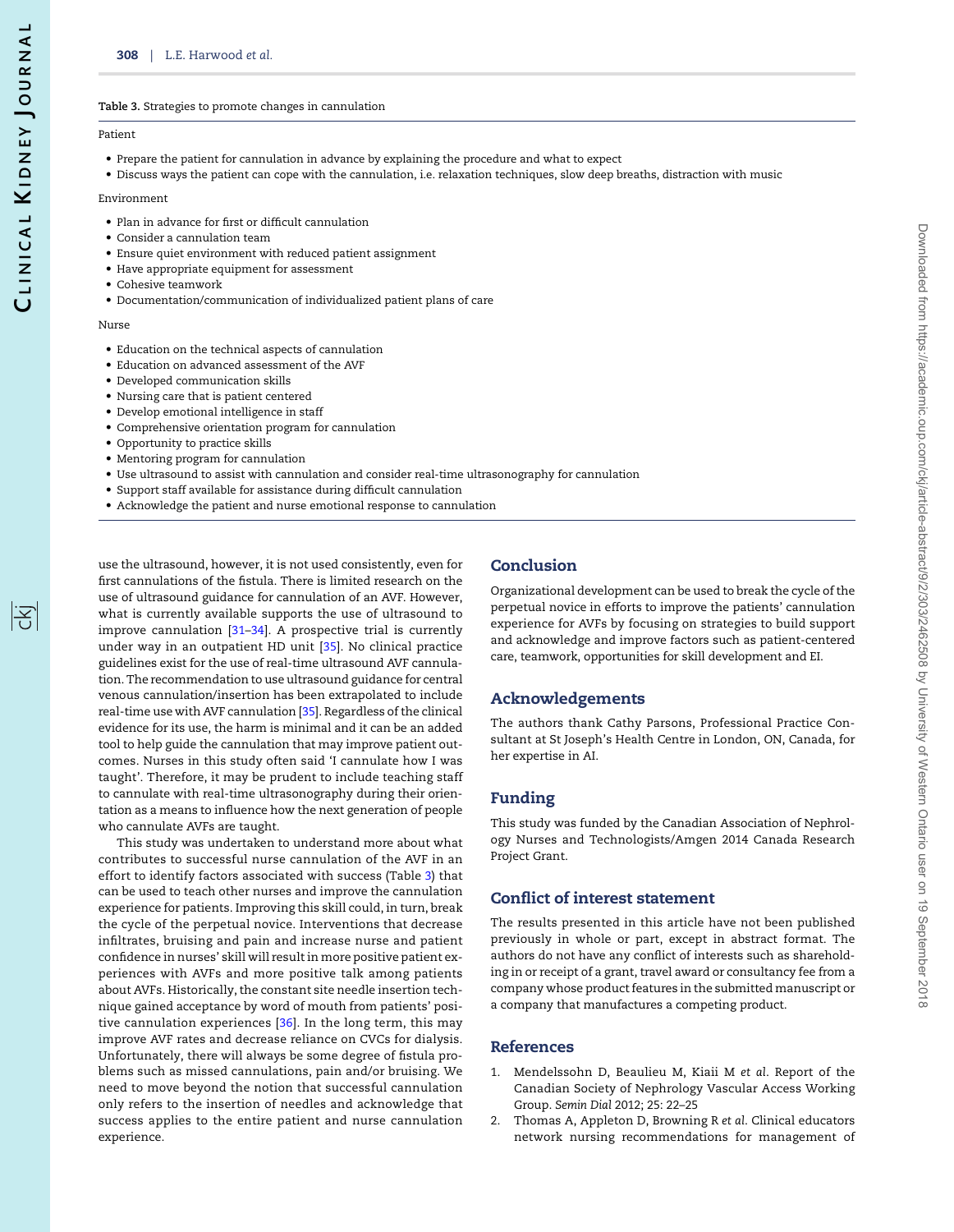**Table 3.** Strategies to promote changes in cannulation

Patient

- Prepare the patient for cannulation in advance by explaining the procedure and what to expect
- Discuss ways the patient can cope with the cannulation, i.e. relaxation techniques, slow deep breaths, distraction with music

Environment

- Plan in advance for first or difficult cannulation
- Consider a cannulation team
- Ensure quiet environment with reduced patient assignment
- Have appropriate equipment for assessment
- Cohesive teamwork
- Documentation/communication of individualized patient plans of care

Nurse

- Education on the technical aspects of cannulation
- Education on advanced assessment of the AVF
- Developed communication skills
- Nursing care that is patient centered
- Develop emotional intelligence in staff
- Comprehensive orientation program for cannulation
- Opportunity to practice skills
- Mentoring program for cannulation
- Use ultrasound to assist with cannulation and consider real-time ultrasonography for cannulation
- Support staff available for assistance during difficult cannulation
- Acknowledge the patient and nurse emotional response to cannulation

use the ultrasound, however, it is not used consistently, even for first cannulations of the fistula. There is limited research on the use of ultrasound guidance for cannulation of an AVF. However, what is currently available supports the use of ultrasound to improve cannulation [31–34]. A prospective trial is currently under way in an outpatient HD unit [35]. No clinical practice guidelines exist for the use of real-time ultrasound AVF cannulation. The recommendation to use ultrasound guidance for central venous cannulation/insertion has been extrapolated to include real-time use with AVF cannulation [35]. Regardless of the clinical evidence for its use, the harm is minimal and it can be an added tool to help guide the cannulation that may improve patient outcomes. Nurses in this study often said 'I cannulate how I was taught'. Therefore, it may be prudent to include teaching staff to cannulate with real-time ultrasonography during their orientation as a means to influence how the next generation of people who cannulate AVFs are taught.

This study was undertaken to understand more about what contributes to successful nurse cannulation of the AVF in an effort to identify factors associated with success (Table 3) that can be used to teach other nurses and improve the cannulation experience for patients. Improving this skill could, in turn, break the cycle of the perpetual novice. Interventions that decrease infiltrates, bruising and pain and increase nurse and patient confidence in nurses' skill will result in more positive patient experiences with AVFs and more positive talk among patients about AVFs. Historically, the constant site needle insertion technique gained acceptance by word of mouth from patients' positive cannulation experiences [36]. In the long term, this may improve AVF rates and decrease reliance on CVCs for dialysis. Unfortunately, there will always be some degree of fistula problems such as missed cannulations, pain and/or bruising. We need to move beyond the notion that successful cannulation only refers to the insertion of needles and acknowledge that success applies to the entire patient and nurse cannulation experience.

## Conclusion

Organizational development can be used to break the cycle of the perpetual novice in efforts to improve the patients' cannulation experience for AVFs by focusing on strategies to build support and acknowledge and improve factors such as patient-centered care, teamwork, opportunities for skill development and EI.

## Acknowledgements

The authors thank Cathy Parsons, Professional Practice Consultant at St Joseph's Health Centre in London, ON, Canada, for her expertise in AI.

## Funding

This study was funded by the Canadian Association of Nephrology Nurses and Technologists/Amgen 2014 Canada Research Project Grant.

## Conflict of interest statement

The results presented in this article have not been published previously in whole or part, except in abstract format. The authors do not have any conflict of interests such as shareholding in or receipt of a grant, travel award or consultancy fee from a company whose product features in the submitted manuscript or a company that manufactures a competing product.

## References

1. Mendelssohn D, Beaulieu M, Kiaii M *et al*. Report of the Canadian Society of Nephrology Vascular Access Working Group. *Semin Dial* 2012; 25: 22–25
2. Thomas A, Appleton D, Browning R *et al*. Clinical educators network nursing recommendations for management of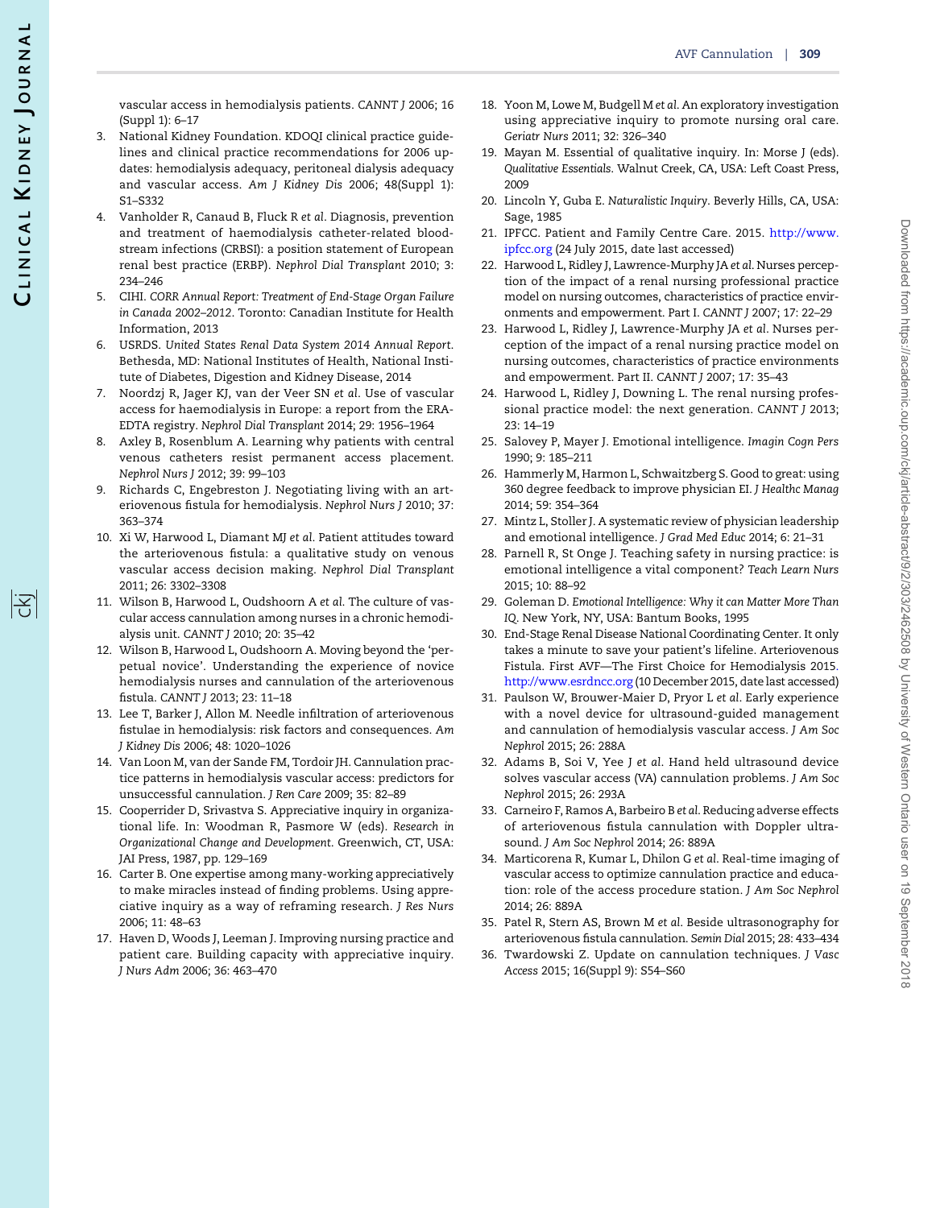vascular access in hemodialysis patients. *CANNT J* 2006; 16 (Suppl 1): 6–17

3. National Kidney Foundation. KDOQI clinical practice guidelines and clinical practice recommendations for 2006 updates: hemodialysis adequacy, peritoneal dialysis adequacy and vascular access. *Am J Kidney Dis* 2006; 48(Suppl 1): S1–S332
4. Vanholder R, Canaud B, Fluck R *et al*. Diagnosis, prevention and treatment of haemodialysis catheter-related bloodstream infections (CRBSI): a position statement of European renal best practice (ERBP). *Nephrol Dial Transplant* 2010; 3: 234–246
5. CIHI. *CORR Annual Report: Treatment of End-Stage Organ Failure in Canada 2002–2012*. Toronto: Canadian Institute for Health Information, 2013
6. USRDS. *United States Renal Data System 2014 Annual Report*. Bethesda, MD: National Institutes of Health, National Institute of Diabetes, Digestion and Kidney Disease, 2014
7. Noordzj R, Jager KJ, van der Veer SN *et al*. Use of vascular access for haemodialysis in Europe: a report from the ERA-EDTA registry. *Nephrol Dial Transplant* 2014; 29: 1956–1964
8. Axley B, Rosenblum A. Learning why patients with central venous catheters resist permanent access placement. *Nephrol Nurs J* 2012; 39: 99–103
9. Richards C, Engebreston J. Negotiating living with an arteriovenous fistula for hemodialysis. *Nephrol Nurs J* 2010; 37: 363–374
10. Xi W, Harwood L, Diamant MJ *et al*. Patient attitudes toward the arteriovenous fistula: a qualitative study on venous vascular access decision making. *Nephrol Dial Transplant* 2011; 26: 3302–3308
11. Wilson B, Harwood L, Oudshoorn A *et al*. The culture of vascular access cannulation among nurses in a chronic hemodialysis unit. *CANNT J* 2010; 20: 35–42
12. Wilson B, Harwood L, Oudshoorn A. Moving beyond the 'perpetual novice'. Understanding the experience of novice hemodialysis nurses and cannulation of the arteriovenous fistula. *CANNT J* 2013; 23: 11–18
13. Lee T, Barker J, Allon M. Needle infiltration of arteriovenous fistulae in hemodialysis: risk factors and consequences. *Am J Kidney Dis* 2006; 48: 1020–1026
14. Van Loon M, van der Sande FM, Tordoir JH. Cannulation practice patterns in hemodialysis vascular access: predictors for unsuccessful cannulation. *J Ren Care* 2009; 35: 82–89
15. Cooperrider D, Srivastva S. Appreciative inquiry in organizational life. In: Woodman R, Pasmore W (eds). *Research in Organizational Change and Development*. Greenwich, CT, USA: JAI Press, 1987, pp. 129–169
16. Carter B. One expertise among many-working appreciatively to make miracles instead of finding problems. Using appreciative inquiry as a way of reframing research. *J Res Nurs* 2006; 11: 48–63
17. Haven D, Woods J, Leeman J. Improving nursing practice and patient care. Building capacity with appreciative inquiry. *J Nurs Adm* 2006; 36: 463–470
18. Yoon M, Lowe M, Budgell M *et al*. An exploratory investigation using appreciative inquiry to promote nursing oral care. *Geriatr Nurs* 2011; 32: 326–340
19. Mayan M. Essential of qualitative inquiry. In: Morse J (eds). *Qualitative Essentials*. Walnut Creek, CA, USA: Left Coast Press, 2009
20. Lincoln Y, Guba E. *Naturalistic Inquiry*. Beverly Hills, CA, USA: Sage, 1985
21. IPFCC. Patient and Family Centre Care. 2015. http://www.ipfcc.org (24 July 2015, date last accessed)
22. Harwood L, Ridley J, Lawrence-Murphy JA *et al*. Nurses perception of the impact of a renal nursing professional practice model on nursing outcomes, characteristics of practice environments and empowerment. Part I. *CANNT J* 2007; 17: 22–29
23. Harwood L, Ridley J, Lawrence-Murphy JA *et al*. Nurses perception of the impact of a renal nursing practice model on nursing outcomes, characteristics of practice environments and empowerment. Part II. *CANNT J* 2007; 17: 35–43
24. Harwood L, Ridley J, Downing L. The renal nursing professional practice model: the next generation. *CANNT J* 2013; 23: 14–19
25. Salovey P, Mayer J. Emotional intelligence. *Imagin Cogn Pers* 1990; 9: 185–211
26. Hammerly M, Harmon L, Schwaitzberg S. Good to great: using 360 degree feedback to improve physician EI. *J Healthc Manag* 2014; 59: 354–364
27. Mintz L, Stoller J. A systematic review of physician leadership and emotional intelligence. *J Grad Med Educ* 2014; 6: 21–31
28. Parnell R, St Onge J. Teaching safety in nursing practice: is emotional intelligence a vital component? *Teach Learn Nurs* 2015; 10: 88–92
29. Goleman D. *Emotional Intelligence: Why it can Matter More Than IQ*. New York, NY, USA: Bantum Books, 1995
30. End-Stage Renal Disease National Coordinating Center. It only takes a minute to save your patient's lifeline. Arteriovenous Fistula. First AVF—The First Choice for Hemodialysis 2015. http://www.esrdncc.org (10 December 2015, date last accessed)
31. Paulson W, Brouwer-Maier D, Pryor L *et al*. Early experience with a novel device for ultrasound-guided management and cannulation of hemodialysis vascular access. *J Am Soc Nephrol* 2015; 26: 288A
32. Adams B, Soi V, Yee J *et al*. Hand held ultrasound device solves vascular access (VA) cannulation problems. *J Am Soc Nephrol* 2015; 26: 293A
33. Carneiro F, Ramos A, Barbeiro B *et al*. Reducing adverse effects of arteriovenous fistula cannulation with Doppler ultrasound. *J Am Soc Nephrol* 2014; 26: 889A
34. Marticorena R, Kumar L, Dhilon G *et al*. Real-time imaging of vascular access to optimize cannulation practice and education: role of the access procedure station. *J Am Soc Nephrol* 2014; 26: 889A
35. Patel R, Stern AS, Brown M *et al*. Beside ultrasonography for arteriovenous fistula cannulation. *Semin Dial* 2015; 28: 433–434
36. Twardowski Z. Update on cannulation techniques. *J Vasc Access* 2015; 16(Suppl 9): S54–S60